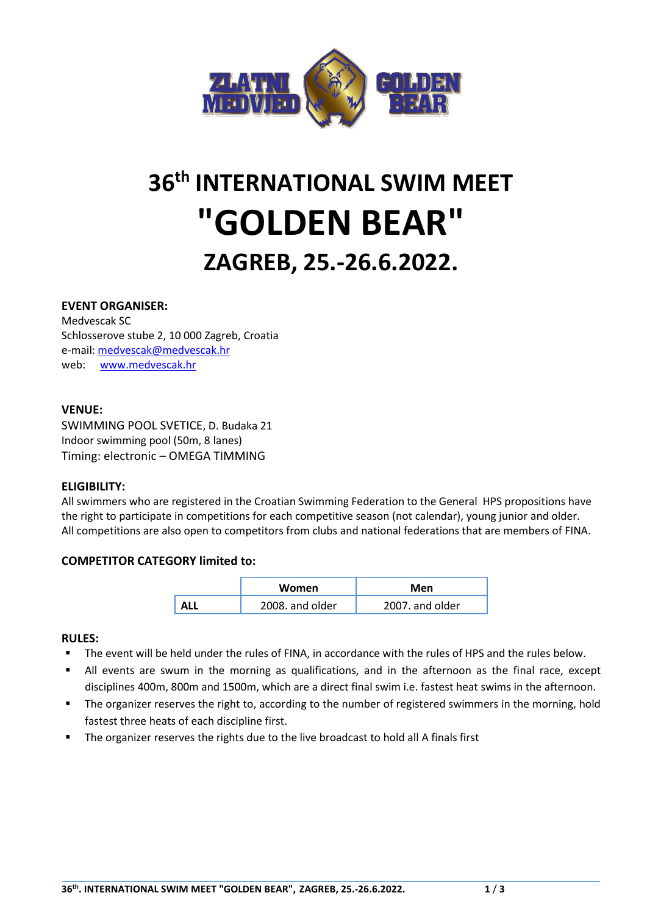# 36th INTERNATIONAL SWIM MEET "GOLDEN BEAR"

## ZAGREB, 25.-26.6.2022.

**EVENT ORGANISER:**
Medvescak SC
Schlosserove stube 2, 10 000 Zagreb, Croatia
e-mail: medvescak@medvescak.hr
web: www.medvescak.hr

**VENUE:**
SWIMMING POOL SVETICE, D. Budaka 21
Indoor swimming pool (50m, 8 lanes)
Timing: electronic – OMEGA TIMMING

**ELIGIBILITY:**
All swimmers who are registered in the Croatian Swimming Federation to the General HPS propositions have the right to participate in competitions for each competitive season (not calendar), young junior and older.
All competitions are also open to competitors from clubs and national federations that are members of FINA.

**COMPETITOR CATEGORY limited to:**

| | Women | Men |
|---|---|---|
| **ALL** | 2008. and older | 2007. and older |

**RULES:**

- The event will be held under the rules of FINA, in accordance with the rules of HPS and the rules below.
- All events are swum in the morning as qualifications, and in the afternoon as the final race, except disciplines 400m, 800m and 1500m, which are a direct final swim i.e. fastest heat swims in the afternoon.
- The organizer reserves the right to, according to the number of registered swimmers in the morning, hold fastest three heats of each discipline first.
- The organizer reserves the rights due to the live broadcast to hold all A finals first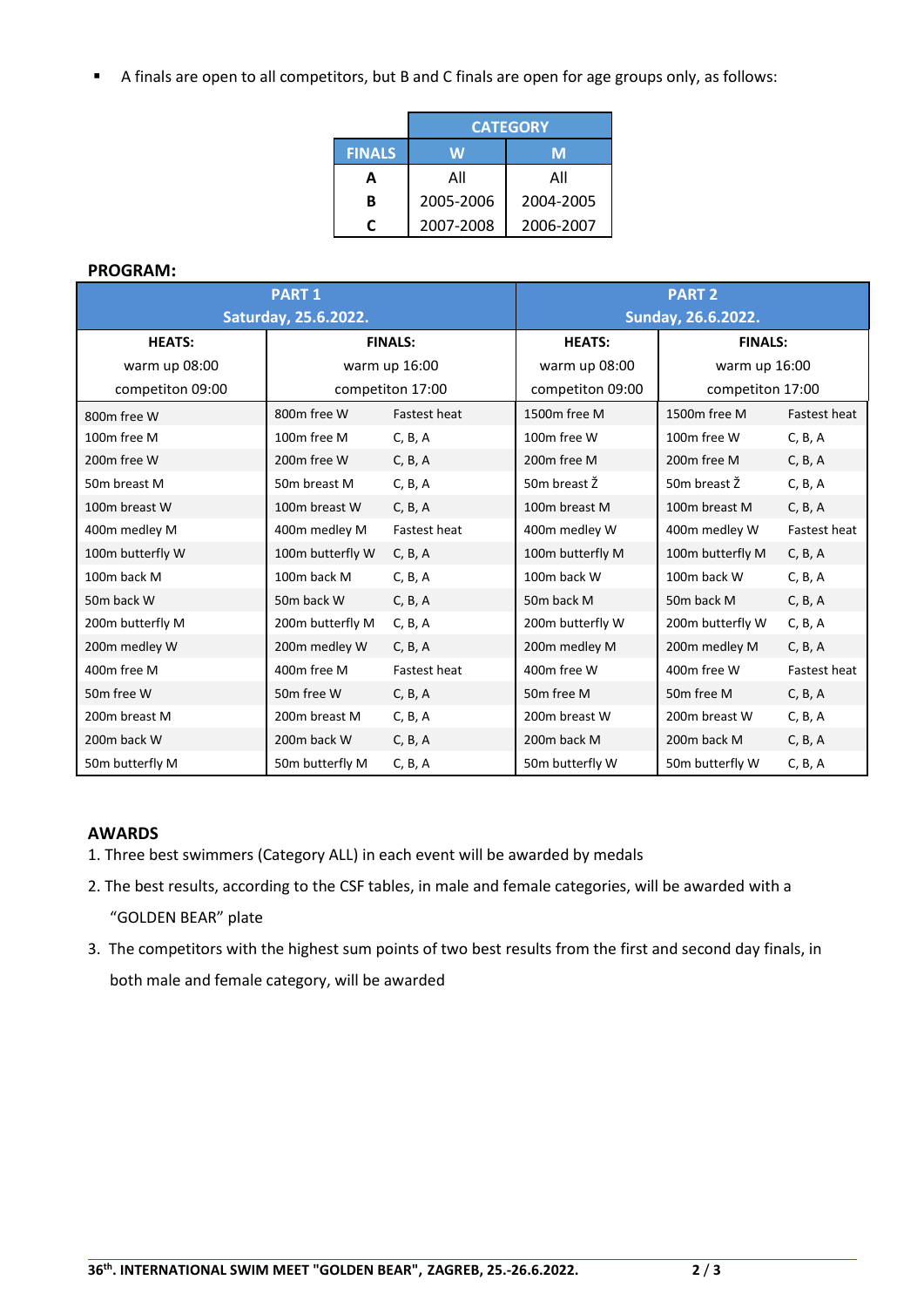- A finals are open to all competitors, but B and C finals are open for age groups only, as follows:

| | CATEGORY | |
|---|---|---|
| **FINALS** | **W** | **M** |
| **A** | All | All |
| **B** | 2005-2006 | 2004-2005 |
| **C** | 2007-2008 | 2006-2007 |

**PROGRAM:**

| PART 1 Saturday, 25.6.2022. | | | PART 2 Sunday, 26.6.2022. | | |
|---|---|---|---|---|---|
| **HEATS:** warm up 08:00 competiton 09:00 | **FINALS:** warm up 16:00 competiton 17:00 | | **HEATS:** warm up 08:00 competiton 09:00 | **FINALS:** warm up 16:00 competiton 17:00 | |
| 800m free W | 800m free W | Fastest heat | 1500m free M | 1500m free M | Fastest heat |
| 100m free M | 100m free M | C, B, A | 100m free W | 100m free W | C, B, A |
| 200m free W | 200m free W | C, B, A | 200m free M | 200m free M | C, B, A |
| 50m breast M | 50m breast M | C, B, A | 50m breast Ž | 50m breast Ž | C, B, A |
| 100m breast W | 100m breast W | C, B, A | 100m breast M | 100m breast M | C, B, A |
| 400m medley M | 400m medley M | Fastest heat | 400m medley W | 400m medley W | Fastest heat |
| 100m butterfly W | 100m butterfly W | C, B, A | 100m butterfly M | 100m butterfly M | C, B, A |
| 100m back M | 100m back M | C, B, A | 100m back W | 100m back W | C, B, A |
| 50m back W | 50m back W | C, B, A | 50m back M | 50m back M | C, B, A |
| 200m butterfly M | 200m butterfly M | C, B, A | 200m butterfly W | 200m butterfly W | C, B, A |
| 200m medley W | 200m medley W | C, B, A | 200m medley M | 200m medley M | C, B, A |
| 400m free M | 400m free M | Fastest heat | 400m free W | 400m free W | Fastest heat |
| 50m free W | 50m free W | C, B, A | 50m free M | 50m free M | C, B, A |
| 200m breast M | 200m breast M | C, B, A | 200m breast W | 200m breast W | C, B, A |
| 200m back W | 200m back W | C, B, A | 200m back M | 200m back M | C, B, A |
| 50m butterfly M | 50m butterfly M | C, B, A | 50m butterfly W | 50m butterfly W | C, B, A |

## AWARDS

1. Three best swimmers (Category ALL) in each event will be awarded by medals
2. The best results, according to the CSF tables, in male and female categories, will be awarded with a "GOLDEN BEAR" plate
3. The competitors with the highest sum points of two best results from the first and second day finals, in both male and female category, will be awarded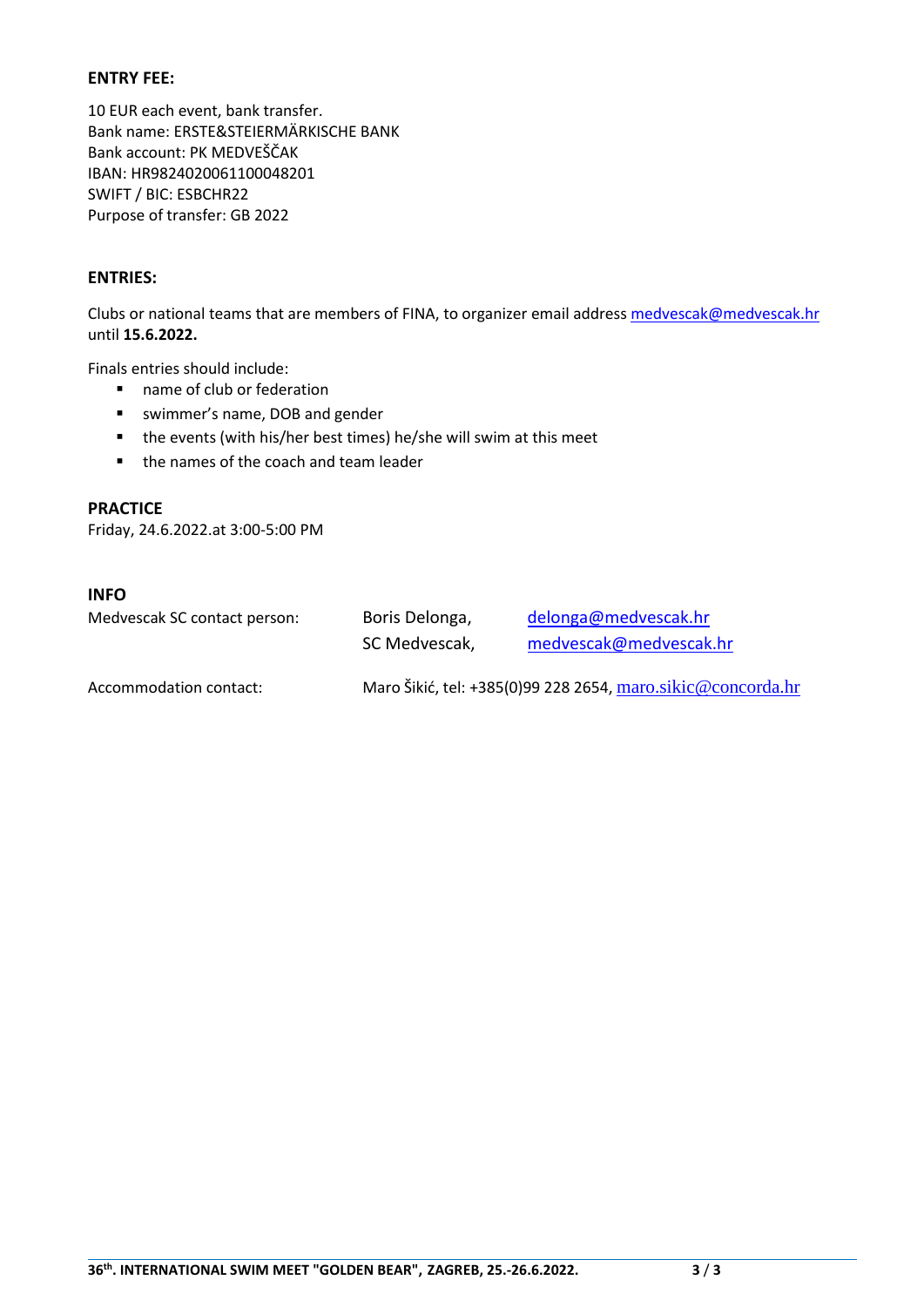## ENTRY FEE:

10 EUR each event, bank transfer.
Bank name: ERSTE&STEIERMÄRKISCHE BANK
Bank account: PK MEDVEŠČAK
IBAN: HR9824020061100048201
SWIFT / BIC: ESBCHR22
Purpose of transfer: GB 2022

## ENTRIES:

Clubs or national teams that are members of FINA, to organizer email address medvescak@medvescak.hr until **15.6.2022.**

Finals entries should include:

- name of club or federation
- swimmer's name, DOB and gender
- the events (with his/her best times) he/she will swim at this meet
- the names of the coach and team leader

## PRACTICE

Friday, 24.6.2022.at 3:00-5:00 PM

## INFO

| | | |
|---|---|---|
| Medvescak SC contact person: | Boris Delonga, | delonga@medvescak.hr |
| | SC Medvescak, | medvescak@medvescak.hr |
| Accommodation contact: | Maro Šikić, tel: +385(0)99 228 2654, maro.sikic@concorda.hr | |